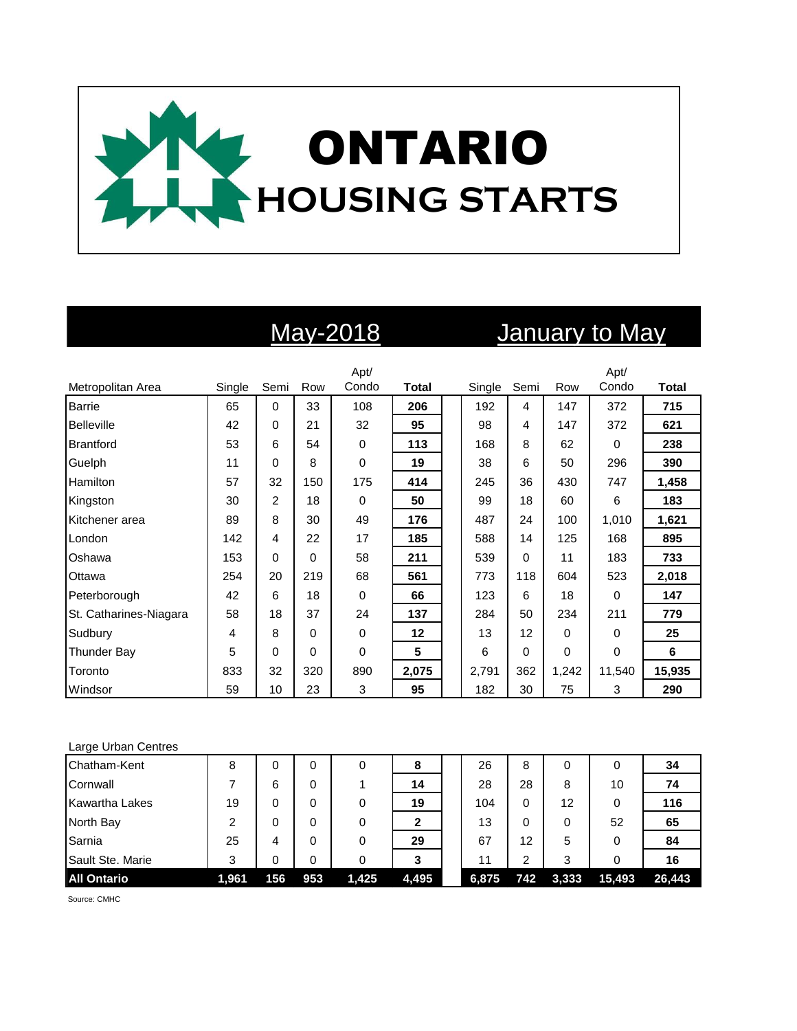# ONTARIO HOUSING STARTS

| Metropolitan Area | May-2018 Single | Semi | Row | Apt/ Condo | Total | January to May Single | Semi | Row | Apt/ Condo | Total |
|---|---|---|---|---|---|---|---|---|---|---|
| Barrie | 65 | 0 | 33 | 108 | **206** | 192 | 4 | 147 | 372 | **715** |
| Belleville | 42 | 0 | 21 | 32 | **95** | 98 | 4 | 147 | 372 | **621** |
| Brantford | 53 | 6 | 54 | 0 | **113** | 168 | 8 | 62 | 0 | **238** |
| Guelph | 11 | 0 | 8 | 0 | **19** | 38 | 6 | 50 | 296 | **390** |
| Hamilton | 57 | 32 | 150 | 175 | **414** | 245 | 36 | 430 | 747 | **1,458** |
| Kingston | 30 | 2 | 18 | 0 | **50** | 99 | 18 | 60 | 6 | **183** |
| Kitchener area | 89 | 8 | 30 | 49 | **176** | 487 | 24 | 100 | 1,010 | **1,621** |
| London | 142 | 4 | 22 | 17 | **185** | 588 | 14 | 125 | 168 | **895** |
| Oshawa | 153 | 0 | 0 | 58 | **211** | 539 | 0 | 11 | 183 | **733** |
| Ottawa | 254 | 20 | 219 | 68 | **561** | 773 | 118 | 604 | 523 | **2,018** |
| Peterborough | 42 | 6 | 18 | 0 | **66** | 123 | 6 | 18 | 0 | **147** |
| St. Catharines-Niagara | 58 | 18 | 37 | 24 | **137** | 284 | 50 | 234 | 211 | **779** |
| Sudbury | 4 | 8 | 0 | 0 | **12** | 13 | 12 | 0 | 0 | **25** |
| Thunder Bay | 5 | 0 | 0 | 0 | **5** | 6 | 0 | 0 | 0 | **6** |
| Toronto | 833 | 32 | 320 | 890 | **2,075** | 2,791 | 362 | 1,242 | 11,540 | **15,935** |
| Windsor | 59 | 10 | 23 | 3 | **95** | 182 | 30 | 75 | 3 | **290** |
| Large Urban Centres | | | | | | | | | | |
| Chatham-Kent | 8 | 0 | 0 | 0 | **8** | 26 | 8 | 0 | 0 | **34** |
| Cornwall | 7 | 6 | 0 | 1 | **14** | 28 | 28 | 8 | 10 | **74** |
| Kawartha Lakes | 19 | 0 | 0 | 0 | **19** | 104 | 0 | 12 | 0 | **116** |
| North Bay | 2 | 0 | 0 | 0 | **2** | 13 | 0 | 0 | 52 | **65** |
| Sarnia | 25 | 4 | 0 | 0 | **29** | 67 | 12 | 5 | 0 | **84** |
| Sault Ste. Marie | 3 | 0 | 0 | 0 | **3** | 11 | 2 | 3 | 0 | **16** |
| **All Ontario** | **1,961** | **156** | **953** | **1,425** | **4,495** | **6,875** | **742** | **3,333** | **15,493** | **26,443** |

Source: CMHC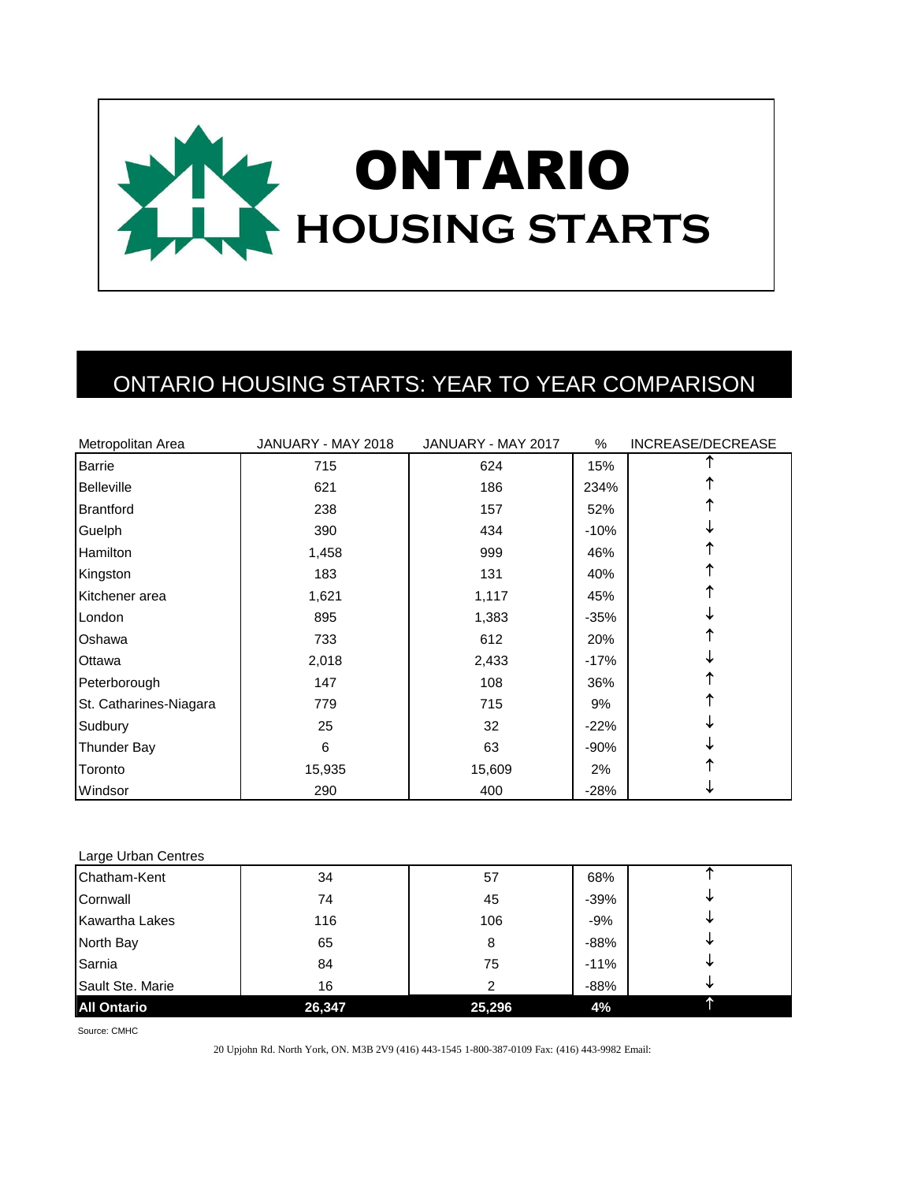# ONTARIO
## HOUSING STARTS

## ONTARIO HOUSING STARTS: YEAR TO YEAR COMPARISON

| Metropolitan Area | JANUARY - MAY 2018 | JANUARY - MAY 2017 | % | INCREASE/DECREASE |
|---|---|---|---|---|
| Barrie | 715 | 624 | 15% | ↑ |
| Belleville | 621 | 186 | 234% | ↑ |
| Brantford | 238 | 157 | 52% | ↑ |
| Guelph | 390 | 434 | -10% | ↓ |
| Hamilton | 1,458 | 999 | 46% | ↑ |
| Kingston | 183 | 131 | 40% | ↑ |
| Kitchener area | 1,621 | 1,117 | 45% | ↑ |
| London | 895 | 1,383 | -35% | ↓ |
| Oshawa | 733 | 612 | 20% | ↑ |
| Ottawa | 2,018 | 2,433 | -17% | ↓ |
| Peterborough | 147 | 108 | 36% | ↑ |
| St. Catharines-Niagara | 779 | 715 | 9% | ↑ |
| Sudbury | 25 | 32 | -22% | ↓ |
| Thunder Bay | 6 | 63 | -90% | ↓ |
| Toronto | 15,935 | 15,609 | 2% | ↑ |
| Windsor | 290 | 400 | -28% | ↓ |
| **Large Urban Centres** | | | | |
| Chatham-Kent | 34 | 57 | 68% | ↑ |
| Cornwall | 74 | 45 | -39% | ↓ |
| Kawartha Lakes | 116 | 106 | -9% | ↓ |
| North Bay | 65 | 8 | -88% | ↓ |
| Sarnia | 84 | 75 | -11% | ↓ |
| Sault Ste. Marie | 16 | 2 | -88% | ↓ |
| **All Ontario** | **26,347** | **25,296** | **4%** | ↑ |

Source: CMHC

20 Upjohn Rd. North York, ON. M3B 2V9 (416) 443-1545 1-800-387-0109 Fax: (416) 443-9982 Email: